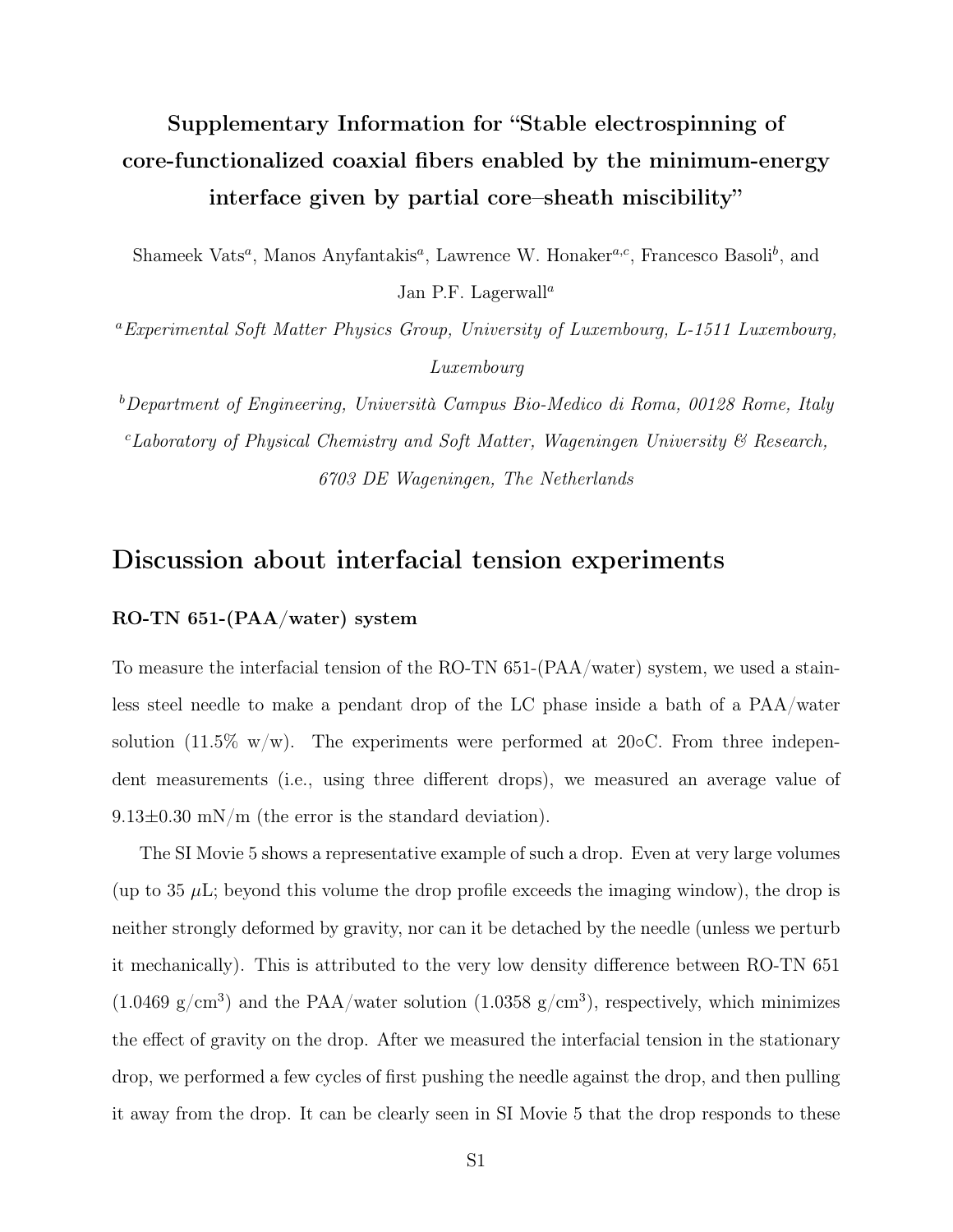# Supplementary Information for "Stable electrospinning of core-functionalized coaxial fibers enabled by the minimum-energy interface given by partial core–sheath miscibility"

Shameek Vats[a], Manos Anyfantakis[a], Lawrence W. Honaker[a,c], Francesco Basoli[b], and Jan P.F. Lagerwall[a]

[a] *Experimental Soft Matter Physics Group, University of Luxembourg, L-1511 Luxembourg, Luxembourg*

[b] *Department of Engineering, Università Campus Bio-Medico di Roma, 00128 Rome, Italy*

[c] *Laboratory of Physical Chemistry and Soft Matter, Wageningen University & Research, 6703 DE Wageningen, The Netherlands*

## Discussion about interfacial tension experiments

### RO-TN 651-(PAA/water) system

To measure the interfacial tension of the RO-TN 651-(PAA/water) system, we used a stainless steel needle to make a pendant drop of the LC phase inside a bath of a PAA/water solution (11.5% w/w). The experiments were performed at 20∘C. From three independent measurements (i.e., using three different drops), we measured an average value of 9.13±0.30 mN/m (the error is the standard deviation).

The SI Movie 5 shows a representative example of such a drop. Even at very large volumes (up to 35 $\mu$L; beyond this volume the drop profile exceeds the imaging window), the drop is neither strongly deformed by gravity, nor can it be detached by the needle (unless we perturb it mechanically). This is attributed to the very low density difference between RO-TN 651 (1.0469 g/cm$^3$) and the PAA/water solution (1.0358 g/cm$^3$), respectively, which minimizes the effect of gravity on the drop. After we measured the interfacial tension in the stationary drop, we performed a few cycles of first pushing the needle against the drop, and then pulling it away from the drop. It can be clearly seen in SI Movie 5 that the drop responds to these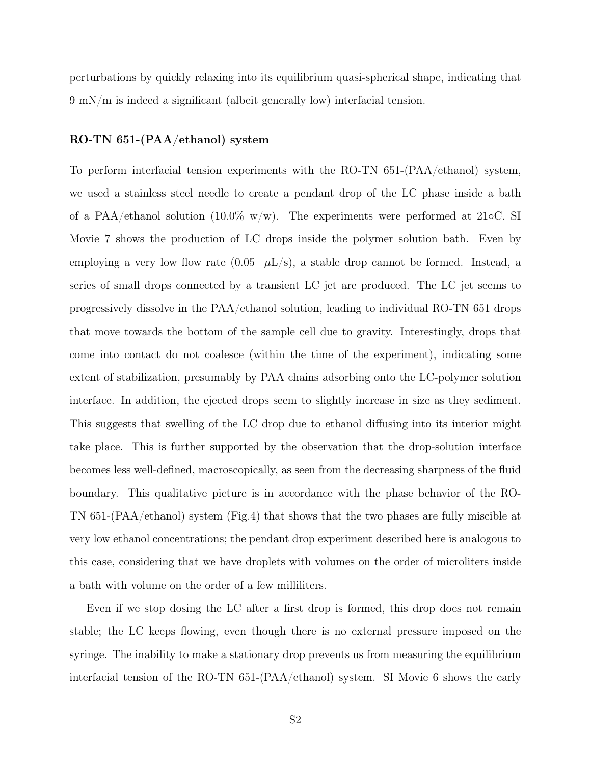perturbations by quickly relaxing into its equilibrium quasi-spherical shape, indicating that 9 mN/m is indeed a significant (albeit generally low) interfacial tension.

**RO-TN 651-(PAA/ethanol) system**

To perform interfacial tension experiments with the RO-TN 651-(PAA/ethanol) system, we used a stainless steel needle to create a pendant drop of the LC phase inside a bath of a PAA/ethanol solution (10.0% w/w). The experiments were performed at 21∘C. SI Movie 7 shows the production of LC drops inside the polymer solution bath. Even by employing a very low flow rate (0.05 $\mu$L/s), a stable drop cannot be formed. Instead, a series of small drops connected by a transient LC jet are produced. The LC jet seems to progressively dissolve in the PAA/ethanol solution, leading to individual RO-TN 651 drops that move towards the bottom of the sample cell due to gravity. Interestingly, drops that come into contact do not coalesce (within the time of the experiment), indicating some extent of stabilization, presumably by PAA chains adsorbing onto the LC-polymer solution interface. In addition, the ejected drops seem to slightly increase in size as they sediment. This suggests that swelling of the LC drop due to ethanol diffusing into its interior might take place. This is further supported by the observation that the drop-solution interface becomes less well-defined, macroscopically, as seen from the decreasing sharpness of the fluid boundary. This qualitative picture is in accordance with the phase behavior of the RO-TN 651-(PAA/ethanol) system (Fig.4) that shows that the two phases are fully miscible at very low ethanol concentrations; the pendant drop experiment described here is analogous to this case, considering that we have droplets with volumes on the order of microliters inside a bath with volume on the order of a few milliliters.

Even if we stop dosing the LC after a first drop is formed, this drop does not remain stable; the LC keeps flowing, even though there is no external pressure imposed on the syringe. The inability to make a stationary drop prevents us from measuring the equilibrium interfacial tension of the RO-TN 651-(PAA/ethanol) system. SI Movie 6 shows the early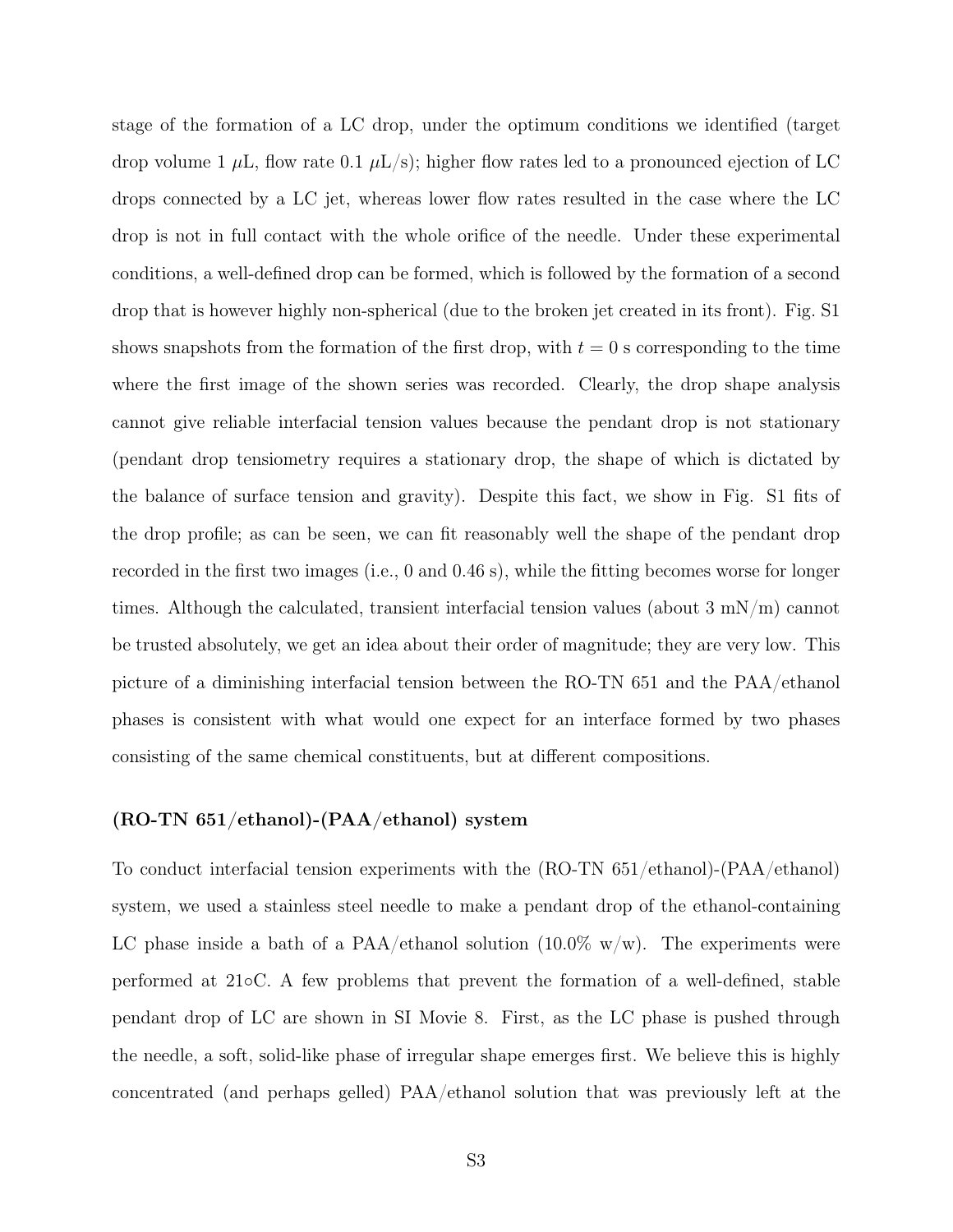stage of the formation of a LC drop, under the optimum conditions we identified (target drop volume 1 $\mu$L, flow rate 0.1 $\mu$L/s); higher flow rates led to a pronounced ejection of LC drops connected by a LC jet, whereas lower flow rates resulted in the case where the LC drop is not in full contact with the whole orifice of the needle. Under these experimental conditions, a well-defined drop can be formed, which is followed by the formation of a second drop that is however highly non-spherical (due to the broken jet created in its front). Fig. S1 shows snapshots from the formation of the first drop, with $t = 0$ s corresponding to the time where the first image of the shown series was recorded. Clearly, the drop shape analysis cannot give reliable interfacial tension values because the pendant drop is not stationary (pendant drop tensiometry requires a stationary drop, the shape of which is dictated by the balance of surface tension and gravity). Despite this fact, we show in Fig. S1 fits of the drop profile; as can be seen, we can fit reasonably well the shape of the pendant drop recorded in the first two images (i.e., 0 and 0.46 s), while the fitting becomes worse for longer times. Although the calculated, transient interfacial tension values (about 3 mN/m) cannot be trusted absolutely, we get an idea about their order of magnitude; they are very low. This picture of a diminishing interfacial tension between the RO-TN 651 and the PAA/ethanol phases is consistent with what would one expect for an interface formed by two phases consisting of the same chemical constituents, but at different compositions.

### (RO-TN 651/ethanol)-(PAA/ethanol) system

To conduct interfacial tension experiments with the (RO-TN 651/ethanol)-(PAA/ethanol) system, we used a stainless steel needle to make a pendant drop of the ethanol-containing LC phase inside a bath of a PAA/ethanol solution (10.0% w/w). The experiments were performed at 21∘C. A few problems that prevent the formation of a well-defined, stable pendant drop of LC are shown in SI Movie 8. First, as the LC phase is pushed through the needle, a soft, solid-like phase of irregular shape emerges first. We believe this is highly concentrated (and perhaps gelled) PAA/ethanol solution that was previously left at the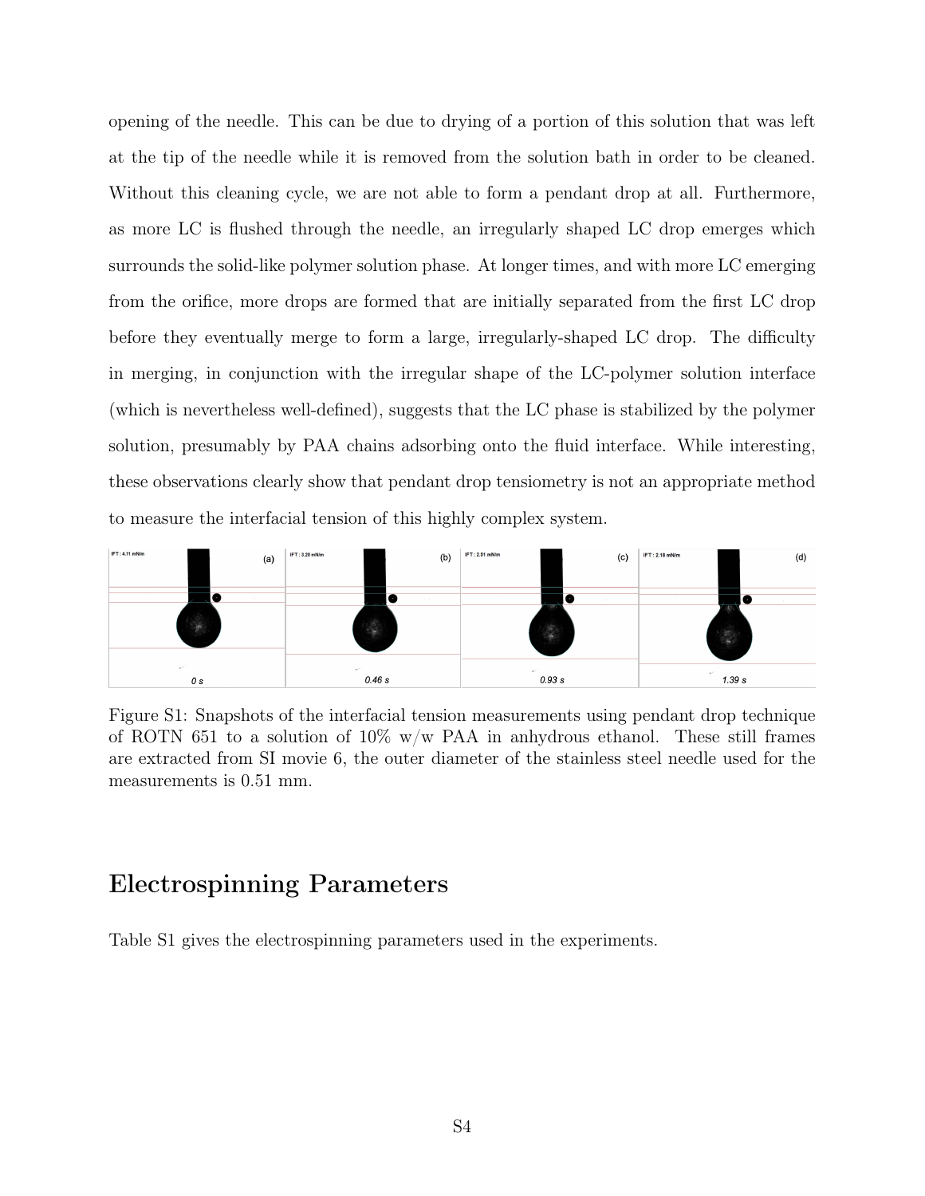opening of the needle. This can be due to drying of a portion of this solution that was left at the tip of the needle while it is removed from the solution bath in order to be cleaned. Without this cleaning cycle, we are not able to form a pendant drop at all. Furthermore, as more LC is flushed through the needle, an irregularly shaped LC drop emerges which surrounds the solid-like polymer solution phase. At longer times, and with more LC emerging from the orifice, more drops are formed that are initially separated from the first LC drop before they eventually merge to form a large, irregularly-shaped LC drop. The difficulty in merging, in conjunction with the irregular shape of the LC-polymer solution interface (which is nevertheless well-defined), suggests that the LC phase is stabilized by the polymer solution, presumably by PAA chains adsorbing onto the fluid interface. While interesting, these observations clearly show that pendant drop tensiometry is not an appropriate method to measure the interfacial tension of this highly complex system.

Figure S1: Snapshots of the interfacial tension measurements using pendant drop technique of ROTN 651 to a solution of 10% w/w PAA in anhydrous ethanol. These still frames are extracted from SI movie 6, the outer diameter of the stainless steel needle used for the measurements is 0.51 mm.

## Electrospinning Parameters

Table S1 gives the electrospinning parameters used in the experiments.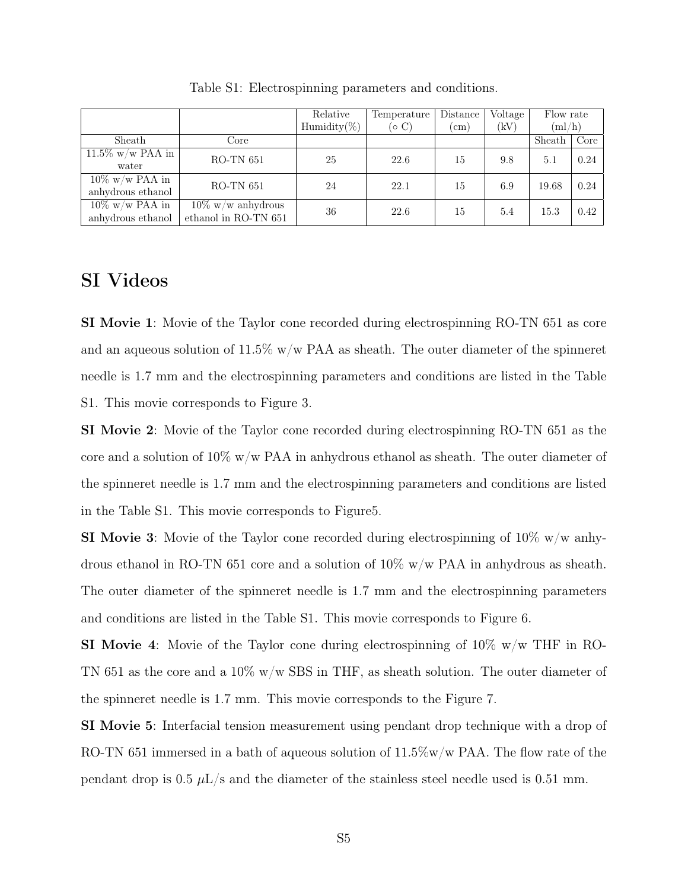Table S1: Electrospinning parameters and conditions.

| | | Relative Humidity(%) | Temperature (∘ C) | Distance (cm) | Voltage (kV) | Flow rate (ml/h) | |
|---|---|---|---|---|---|---|---|
| Sheath | Core | | | | | Sheath | Core |
| 11.5% w/w PAA in water | RO-TN 651 | 25 | 22.6 | 15 | 9.8 | 5.1 | 0.24 |
| 10% w/w PAA in anhydrous ethanol | RO-TN 651 | 24 | 22.1 | 15 | 6.9 | 19.68 | 0.24 |
| 10% w/w PAA in anhydrous ethanol | 10% w/w anhydrous ethanol in RO-TN 651 | 36 | 22.6 | 15 | 5.4 | 15.3 | 0.42 |

# SI Videos

**SI Movie 1**: Movie of the Taylor cone recorded during electrospinning RO-TN 651 as core and an aqueous solution of 11.5% w/w PAA as sheath. The outer diameter of the spinneret needle is 1.7 mm and the electrospinning parameters and conditions are listed in the Table S1. This movie corresponds to Figure 3.

**SI Movie 2**: Movie of the Taylor cone recorded during electrospinning RO-TN 651 as the core and a solution of 10% w/w PAA in anhydrous ethanol as sheath. The outer diameter of the spinneret needle is 1.7 mm and the electrospinning parameters and conditions are listed in the Table S1. This movie corresponds to Figure5.

**SI Movie 3**: Movie of the Taylor cone recorded during electrospinning of 10% w/w anhydrous ethanol in RO-TN 651 core and a solution of 10% w/w PAA in anhydrous as sheath. The outer diameter of the spinneret needle is 1.7 mm and the electrospinning parameters and conditions are listed in the Table S1. This movie corresponds to Figure 6.

**SI Movie 4**: Movie of the Taylor cone during electrospinning of 10% w/w THF in RO-TN 651 as the core and a 10% w/w SBS in THF, as sheath solution. The outer diameter of the spinneret needle is 1.7 mm. This movie corresponds to the Figure 7.

**SI Movie 5**: Interfacial tension measurement using pendant drop technique with a drop of RO-TN 651 immersed in a bath of aqueous solution of 11.5%w/w PAA. The flow rate of the pendant drop is 0.5 $\mu$L/s and the diameter of the stainless steel needle used is 0.51 mm.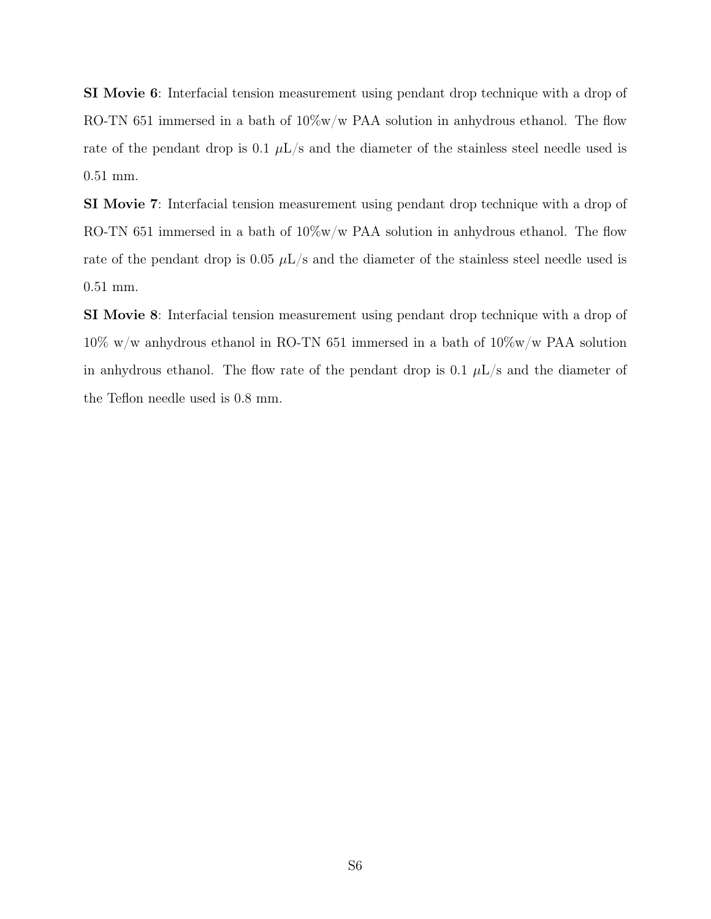**SI Movie 6**: Interfacial tension measurement using pendant drop technique with a drop of RO-TN 651 immersed in a bath of 10%w/w PAA solution in anhydrous ethanol. The flow rate of the pendant drop is 0.1 $\mu$L/s and the diameter of the stainless steel needle used is 0.51 mm.

**SI Movie 7**: Interfacial tension measurement using pendant drop technique with a drop of RO-TN 651 immersed in a bath of 10%w/w PAA solution in anhydrous ethanol. The flow rate of the pendant drop is 0.05 $\mu$L/s and the diameter of the stainless steel needle used is 0.51 mm.

**SI Movie 8**: Interfacial tension measurement using pendant drop technique with a drop of 10% w/w anhydrous ethanol in RO-TN 651 immersed in a bath of 10%w/w PAA solution in anhydrous ethanol. The flow rate of the pendant drop is 0.1 $\mu$L/s and the diameter of the Teflon needle used is 0.8 mm.